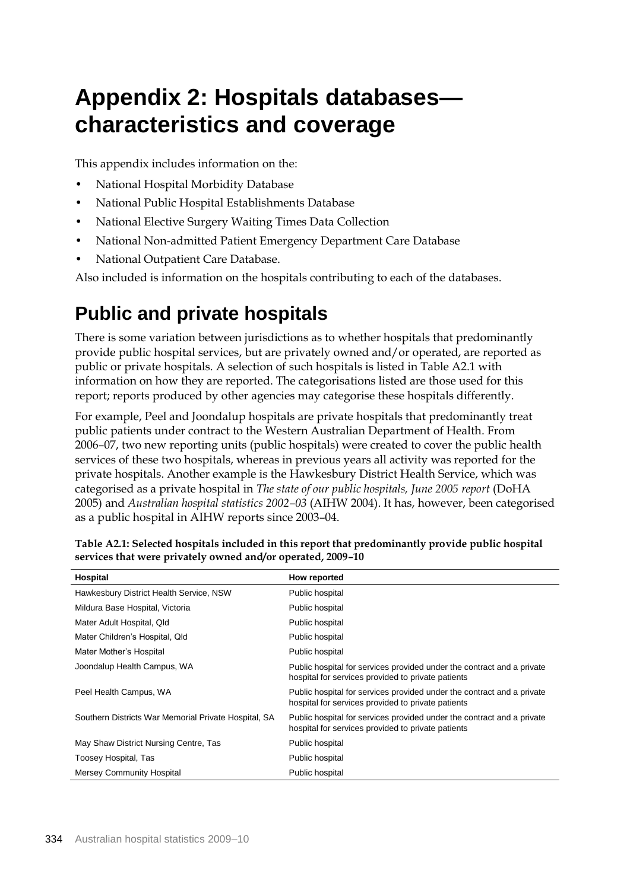# Appendix 2: Hospitals databases—characteristics and coverage

This appendix includes information on the:

- National Hospital Morbidity Database
- National Public Hospital Establishments Database
- National Elective Surgery Waiting Times Data Collection
- National Non-admitted Patient Emergency Department Care Database
- National Outpatient Care Database.

Also included is information on the hospitals contributing to each of the databases.

## Public and private hospitals

There is some variation between jurisdictions as to whether hospitals that predominantly provide public hospital services, but are privately owned and/or operated, are reported as public or private hospitals. A selection of such hospitals is listed in Table A2.1 with information on how they are reported. The categorisations listed are those used for this report; reports produced by other agencies may categorise these hospitals differently.

For example, Peel and Joondalup hospitals are private hospitals that predominantly treat public patients under contract to the Western Australian Department of Health. From 2006–07, two new reporting units (public hospitals) were created to cover the public health services of these two hospitals, whereas in previous years all activity was reported for the private hospitals. Another example is the Hawkesbury District Health Service, which was categorised as a private hospital in *The state of our public hospitals, June 2005 report* (DoHA 2005) and *Australian hospital statistics 2002–03* (AIHW 2004). It has, however, been categorised as a public hospital in AIHW reports since 2003–04.

**Table A2.1: Selected hospitals included in this report that predominantly provide public hospital services that were privately owned and/or operated, 2009–10**

| Hospital | How reported |
|---|---|
| Hawkesbury District Health Service, NSW | Public hospital |
| Mildura Base Hospital, Victoria | Public hospital |
| Mater Adult Hospital, Qld | Public hospital |
| Mater Children's Hospital, Qld | Public hospital |
| Mater Mother's Hospital | Public hospital |
| Joondalup Health Campus, WA | Public hospital for services provided under the contract and a private hospital for services provided to private patients |
| Peel Health Campus, WA | Public hospital for services provided under the contract and a private hospital for services provided to private patients |
| Southern Districts War Memorial Private Hospital, SA | Public hospital for services provided under the contract and a private hospital for services provided to private patients |
| May Shaw District Nursing Centre, Tas | Public hospital |
| Toosey Hospital, Tas | Public hospital |
| Mersey Community Hospital | Public hospital |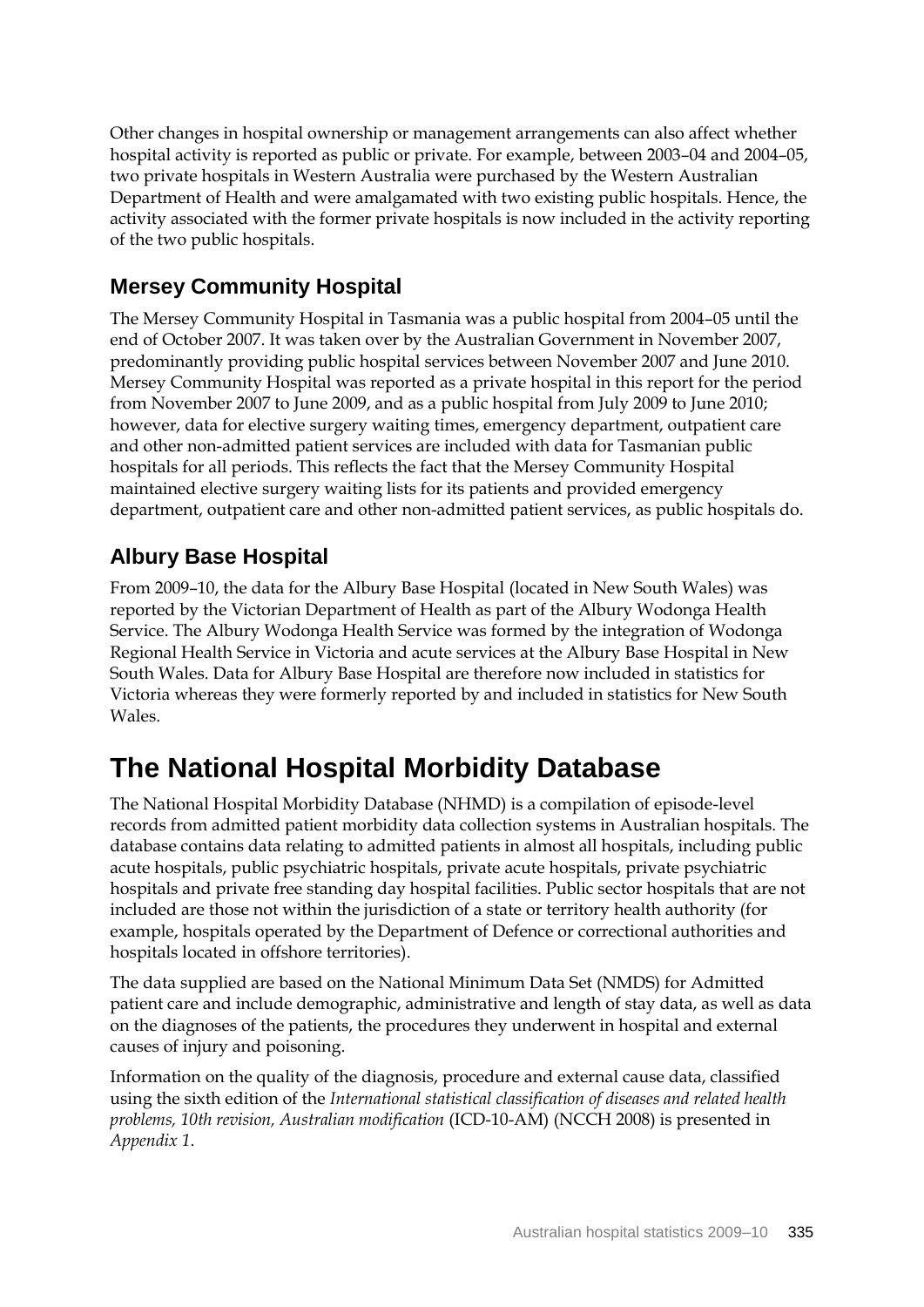Other changes in hospital ownership or management arrangements can also affect whether hospital activity is reported as public or private. For example, between 2003–04 and 2004–05, two private hospitals in Western Australia were purchased by the Western Australian Department of Health and were amalgamated with two existing public hospitals. Hence, the activity associated with the former private hospitals is now included in the activity reporting of the two public hospitals.

### Mersey Community Hospital

The Mersey Community Hospital in Tasmania was a public hospital from 2004–05 until the end of October 2007. It was taken over by the Australian Government in November 2007, predominantly providing public hospital services between November 2007 and June 2010. Mersey Community Hospital was reported as a private hospital in this report for the period from November 2007 to June 2009, and as a public hospital from July 2009 to June 2010; however, data for elective surgery waiting times, emergency department, outpatient care and other non-admitted patient services are included with data for Tasmanian public hospitals for all periods. This reflects the fact that the Mersey Community Hospital maintained elective surgery waiting lists for its patients and provided emergency department, outpatient care and other non-admitted patient services, as public hospitals do.

### Albury Base Hospital

From 2009–10, the data for the Albury Base Hospital (located in New South Wales) was reported by the Victorian Department of Health as part of the Albury Wodonga Health Service. The Albury Wodonga Health Service was formed by the integration of Wodonga Regional Health Service in Victoria and acute services at the Albury Base Hospital in New South Wales. Data for Albury Base Hospital are therefore now included in statistics for Victoria whereas they were formerly reported by and included in statistics for New South Wales.

## The National Hospital Morbidity Database

The National Hospital Morbidity Database (NHMD) is a compilation of episode-level records from admitted patient morbidity data collection systems in Australian hospitals. The database contains data relating to admitted patients in almost all hospitals, including public acute hospitals, public psychiatric hospitals, private acute hospitals, private psychiatric hospitals and private free standing day hospital facilities. Public sector hospitals that are not included are those not within the jurisdiction of a state or territory health authority (for example, hospitals operated by the Department of Defence or correctional authorities and hospitals located in offshore territories).

The data supplied are based on the National Minimum Data Set (NMDS) for Admitted patient care and include demographic, administrative and length of stay data, as well as data on the diagnoses of the patients, the procedures they underwent in hospital and external causes of injury and poisoning.

Information on the quality of the diagnosis, procedure and external cause data, classified using the sixth edition of the *International statistical classification of diseases and related health problems, 10th revision, Australian modification* (ICD-10-AM) (NCCH 2008) is presented in *Appendix 1*.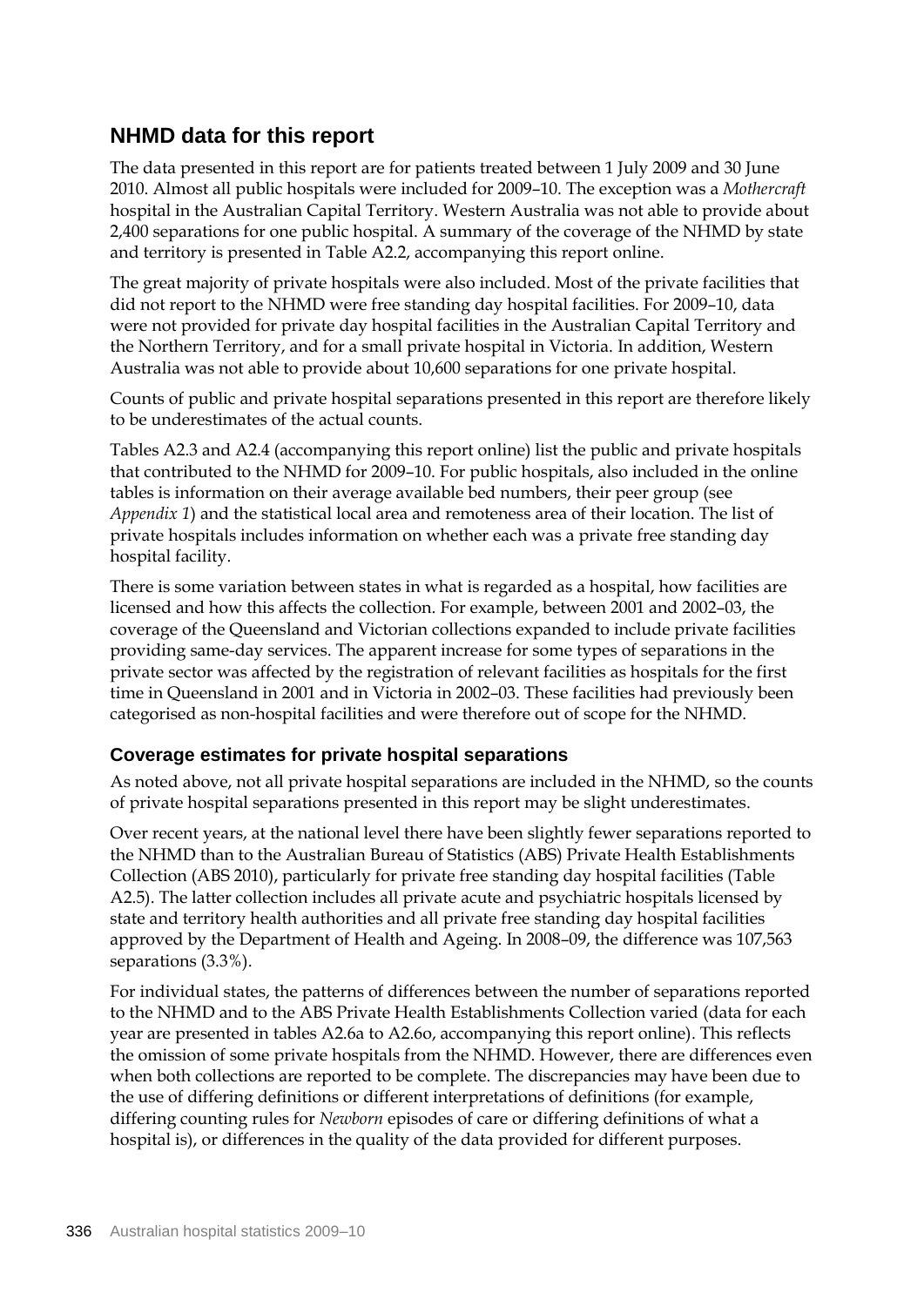## NHMD data for this report

The data presented in this report are for patients treated between 1 July 2009 and 30 June 2010. Almost all public hospitals were included for 2009–10. The exception was a *Mothercraft* hospital in the Australian Capital Territory. Western Australia was not able to provide about 2,400 separations for one public hospital. A summary of the coverage of the NHMD by state and territory is presented in Table A2.2, accompanying this report online.

The great majority of private hospitals were also included. Most of the private facilities that did not report to the NHMD were free standing day hospital facilities. For 2009–10, data were not provided for private day hospital facilities in the Australian Capital Territory and the Northern Territory, and for a small private hospital in Victoria. In addition, Western Australia was not able to provide about 10,600 separations for one private hospital.

Counts of public and private hospital separations presented in this report are therefore likely to be underestimates of the actual counts.

Tables A2.3 and A2.4 (accompanying this report online) list the public and private hospitals that contributed to the NHMD for 2009–10. For public hospitals, also included in the online tables is information on their average available bed numbers, their peer group (see *Appendix 1*) and the statistical local area and remoteness area of their location. The list of private hospitals includes information on whether each was a private free standing day hospital facility.

There is some variation between states in what is regarded as a hospital, how facilities are licensed and how this affects the collection. For example, between 2001 and 2002–03, the coverage of the Queensland and Victorian collections expanded to include private facilities providing same-day services. The apparent increase for some types of separations in the private sector was affected by the registration of relevant facilities as hospitals for the first time in Queensland in 2001 and in Victoria in 2002–03. These facilities had previously been categorised as non-hospital facilities and were therefore out of scope for the NHMD.

### Coverage estimates for private hospital separations

As noted above, not all private hospital separations are included in the NHMD, so the counts of private hospital separations presented in this report may be slight underestimates.

Over recent years, at the national level there have been slightly fewer separations reported to the NHMD than to the Australian Bureau of Statistics (ABS) Private Health Establishments Collection (ABS 2010), particularly for private free standing day hospital facilities (Table A2.5). The latter collection includes all private acute and psychiatric hospitals licensed by state and territory health authorities and all private free standing day hospital facilities approved by the Department of Health and Ageing. In 2008–09, the difference was 107,563 separations (3.3%).

For individual states, the patterns of differences between the number of separations reported to the NHMD and to the ABS Private Health Establishments Collection varied (data for each year are presented in tables A2.6a to A2.6o, accompanying this report online). This reflects the omission of some private hospitals from the NHMD. However, there are differences even when both collections are reported to be complete. The discrepancies may have been due to the use of differing definitions or different interpretations of definitions (for example, differing counting rules for *Newborn* episodes of care or differing definitions of what a hospital is), or differences in the quality of the data provided for different purposes.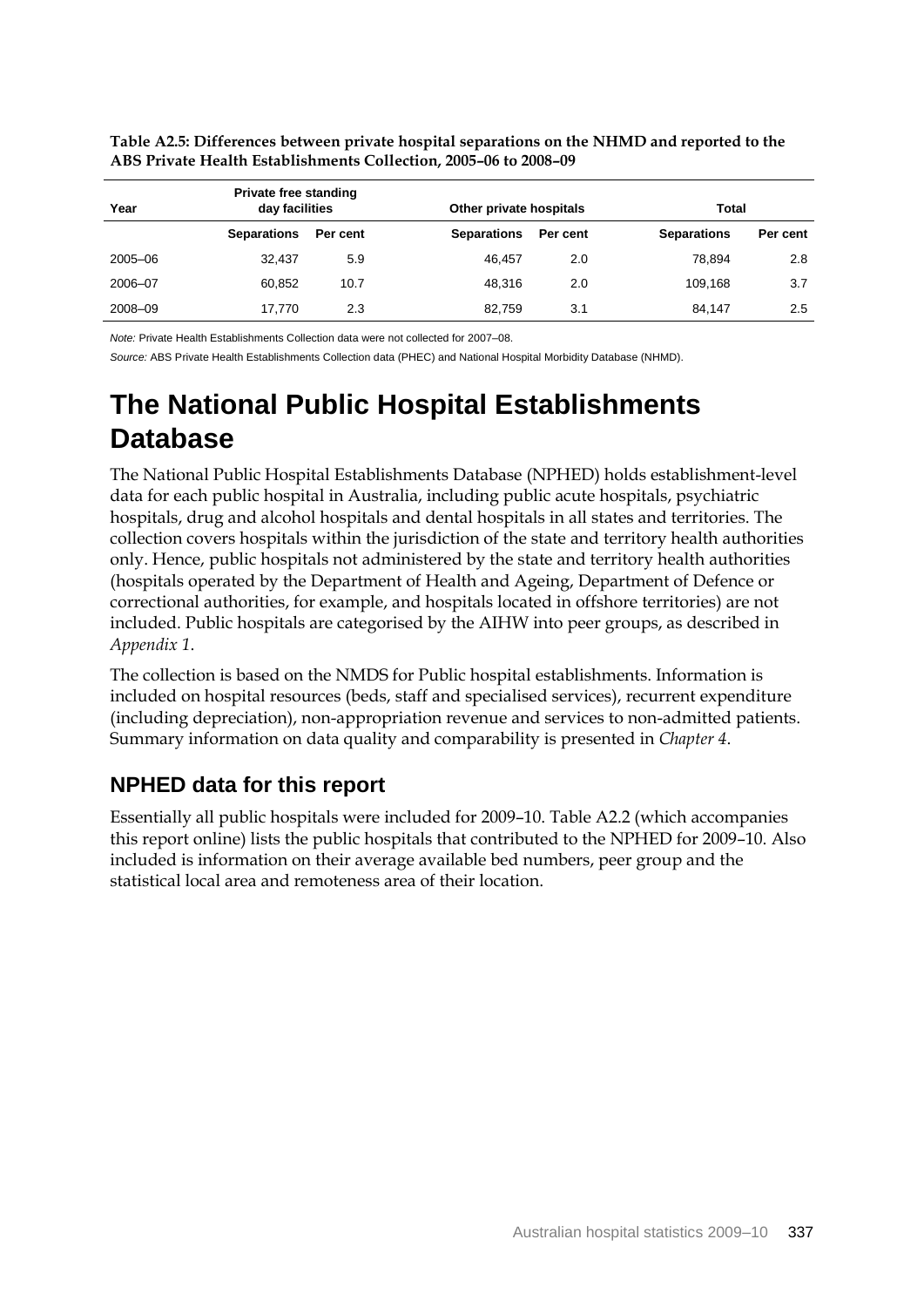**Table A2.5: Differences between private hospital separations on the NHMD and reported to the ABS Private Health Establishments Collection, 2005–06 to 2008–09**

| Year | Private free standing day facilities | | Other private hospitals | | Total | |
|---|---|---|---|---|---|---|
| | Separations | Per cent | Separations | Per cent | Separations | Per cent |
| 2005–06 | 32,437 | 5.9 | 46,457 | 2.0 | 78,894 | 2.8 |
| 2006–07 | 60,852 | 10.7 | 48,316 | 2.0 | 109,168 | 3.7 |
| 2008–09 | 17,770 | 2.3 | 82,759 | 3.1 | 84,147 | 2.5 |

*Note:* Private Health Establishments Collection data were not collected for 2007–08.

*Source:* ABS Private Health Establishments Collection data (PHEC) and National Hospital Morbidity Database (NHMD).

# The National Public Hospital Establishments Database

The National Public Hospital Establishments Database (NPHED) holds establishment-level data for each public hospital in Australia, including public acute hospitals, psychiatric hospitals, drug and alcohol hospitals and dental hospitals in all states and territories. The collection covers hospitals within the jurisdiction of the state and territory health authorities only. Hence, public hospitals not administered by the state and territory health authorities (hospitals operated by the Department of Health and Ageing, Department of Defence or correctional authorities, for example, and hospitals located in offshore territories) are not included. Public hospitals are categorised by the AIHW into peer groups, as described in *Appendix 1*.

The collection is based on the NMDS for Public hospital establishments. Information is included on hospital resources (beds, staff and specialised services), recurrent expenditure (including depreciation), non-appropriation revenue and services to non-admitted patients. Summary information on data quality and comparability is presented in *Chapter 4*.

## NPHED data for this report

Essentially all public hospitals were included for 2009–10. Table A2.2 (which accompanies this report online) lists the public hospitals that contributed to the NPHED for 2009–10. Also included is information on their average available bed numbers, peer group and the statistical local area and remoteness area of their location.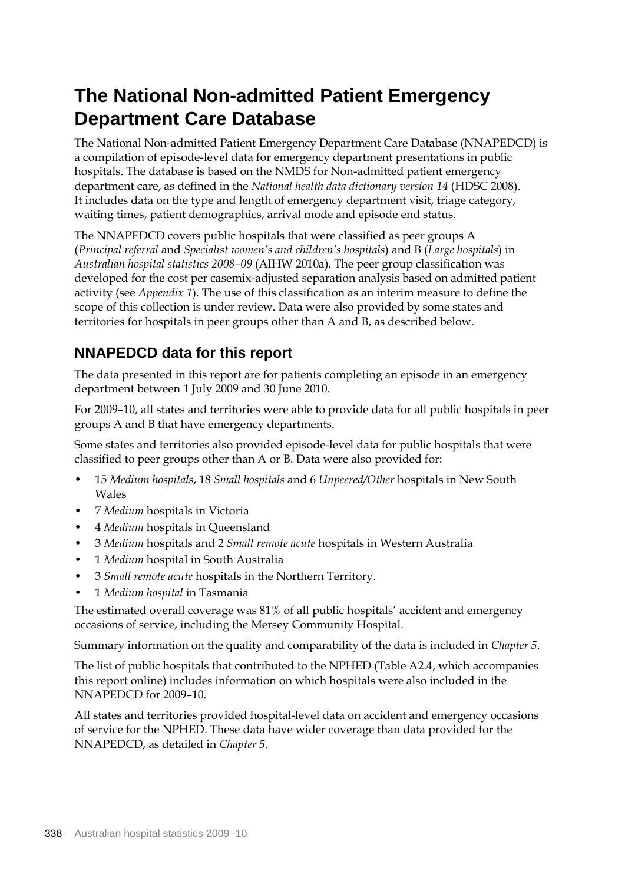# The National Non-admitted Patient Emergency Department Care Database

The National Non-admitted Patient Emergency Department Care Database (NNAPEDCD) is a compilation of episode-level data for emergency department presentations in public hospitals. The database is based on the NMDS for Non-admitted patient emergency department care, as defined in the *National health data dictionary version 14* (HDSC 2008). It includes data on the type and length of emergency department visit, triage category, waiting times, patient demographics, arrival mode and episode end status.

The NNAPEDCD covers public hospitals that were classified as peer groups A (*Principal referral* and *Specialist women's and children's hospitals*) and B (*Large hospitals*) in *Australian hospital statistics 2008–09* (AIHW 2010a). The peer group classification was developed for the cost per casemix-adjusted separation analysis based on admitted patient activity (see *Appendix 1*). The use of this classification as an interim measure to define the scope of this collection is under review. Data were also provided by some states and territories for hospitals in peer groups other than A and B, as described below.

## NNAPEDCD data for this report

The data presented in this report are for patients completing an episode in an emergency department between 1 July 2009 and 30 June 2010.

For 2009–10, all states and territories were able to provide data for all public hospitals in peer groups A and B that have emergency departments.

Some states and territories also provided episode-level data for public hospitals that were classified to peer groups other than A or B. Data were also provided for:

- 15 *Medium hospitals*, 18 *Small hospitals* and 6 *Unpeered/Other* hospitals in New South Wales
- 7 *Medium* hospitals in Victoria
- 4 *Medium* hospitals in Queensland
- 3 *Medium* hospitals and 2 *Small remote acute* hospitals in Western Australia
- 1 *Medium* hospital in South Australia
- 3 *Small remote acute* hospitals in the Northern Territory.
- 1 *Medium hospital* in Tasmania

The estimated overall coverage was 81% of all public hospitals' accident and emergency occasions of service, including the Mersey Community Hospital.

Summary information on the quality and comparability of the data is included in *Chapter 5*.

The list of public hospitals that contributed to the NPHED (Table A2.4, which accompanies this report online) includes information on which hospitals were also included in the NNAPEDCD for 2009–10.

All states and territories provided hospital-level data on accident and emergency occasions of service for the NPHED. These data have wider coverage than data provided for the NNAPEDCD, as detailed in *Chapter 5*.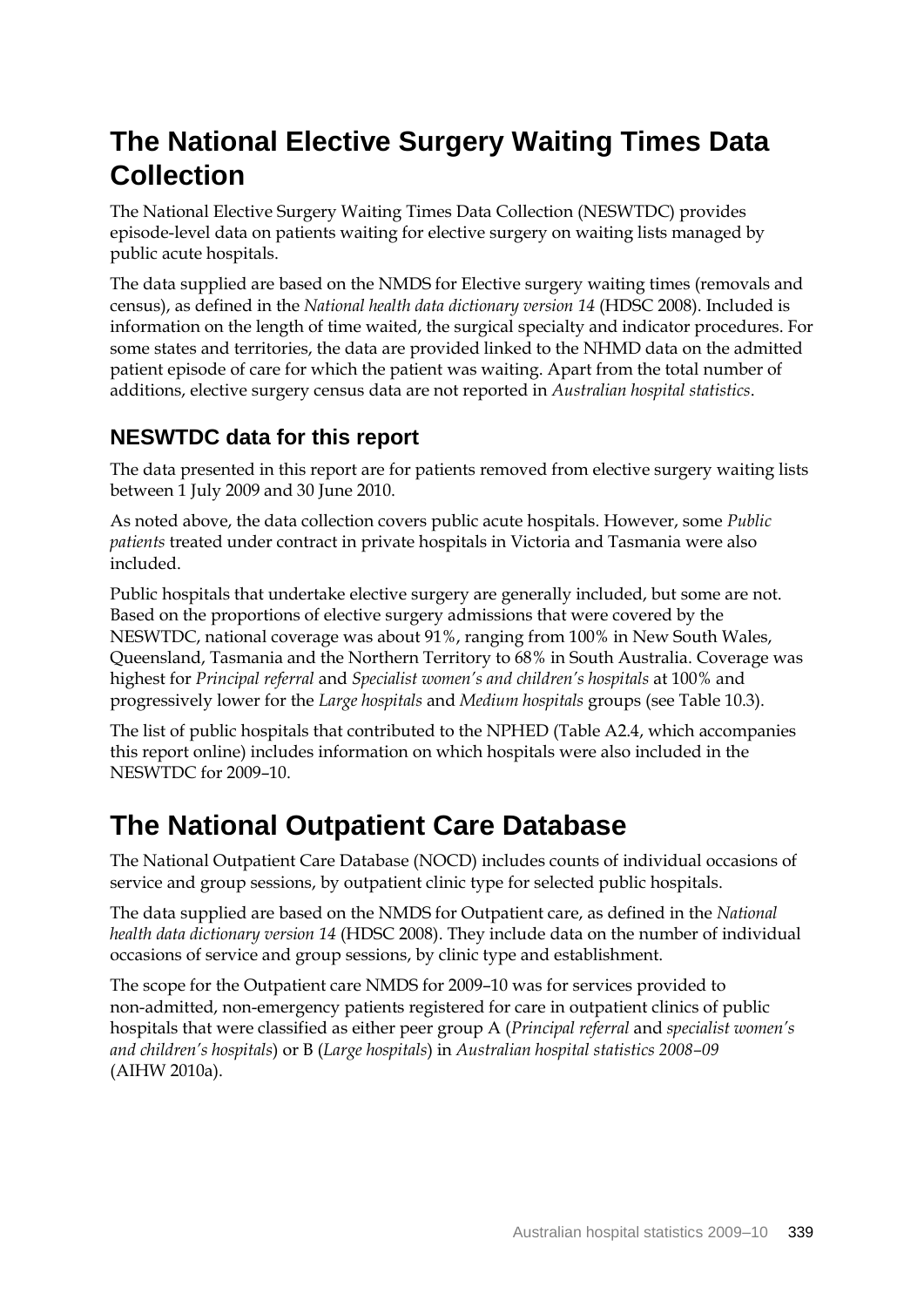# The National Elective Surgery Waiting Times Data Collection

The National Elective Surgery Waiting Times Data Collection (NESWTDC) provides episode-level data on patients waiting for elective surgery on waiting lists managed by public acute hospitals.

The data supplied are based on the NMDS for Elective surgery waiting times (removals and census), as defined in the *National health data dictionary version 14* (HDSC 2008). Included is information on the length of time waited, the surgical specialty and indicator procedures. For some states and territories, the data are provided linked to the NHMD data on the admitted patient episode of care for which the patient was waiting. Apart from the total number of additions, elective surgery census data are not reported in *Australian hospital statistics*.

## NESWTDC data for this report

The data presented in this report are for patients removed from elective surgery waiting lists between 1 July 2009 and 30 June 2010.

As noted above, the data collection covers public acute hospitals. However, some *Public patients* treated under contract in private hospitals in Victoria and Tasmania were also included.

Public hospitals that undertake elective surgery are generally included, but some are not. Based on the proportions of elective surgery admissions that were covered by the NESWTDC, national coverage was about 91%, ranging from 100% in New South Wales, Queensland, Tasmania and the Northern Territory to 68% in South Australia. Coverage was highest for *Principal referral* and *Specialist women's and children's hospitals* at 100% and progressively lower for the *Large hospitals* and *Medium hospitals* groups (see Table 10.3).

The list of public hospitals that contributed to the NPHED (Table A2.4, which accompanies this report online) includes information on which hospitals were also included in the NESWTDC for 2009–10.

# The National Outpatient Care Database

The National Outpatient Care Database (NOCD) includes counts of individual occasions of service and group sessions, by outpatient clinic type for selected public hospitals.

The data supplied are based on the NMDS for Outpatient care, as defined in the *National health data dictionary version 14* (HDSC 2008). They include data on the number of individual occasions of service and group sessions, by clinic type and establishment.

The scope for the Outpatient care NMDS for 2009–10 was for services provided to non-admitted, non-emergency patients registered for care in outpatient clinics of public hospitals that were classified as either peer group A (*Principal referral* and *specialist women's and children's hospitals*) or B (*Large hospitals*) in *Australian hospital statistics 2008–09* (AIHW 2010a).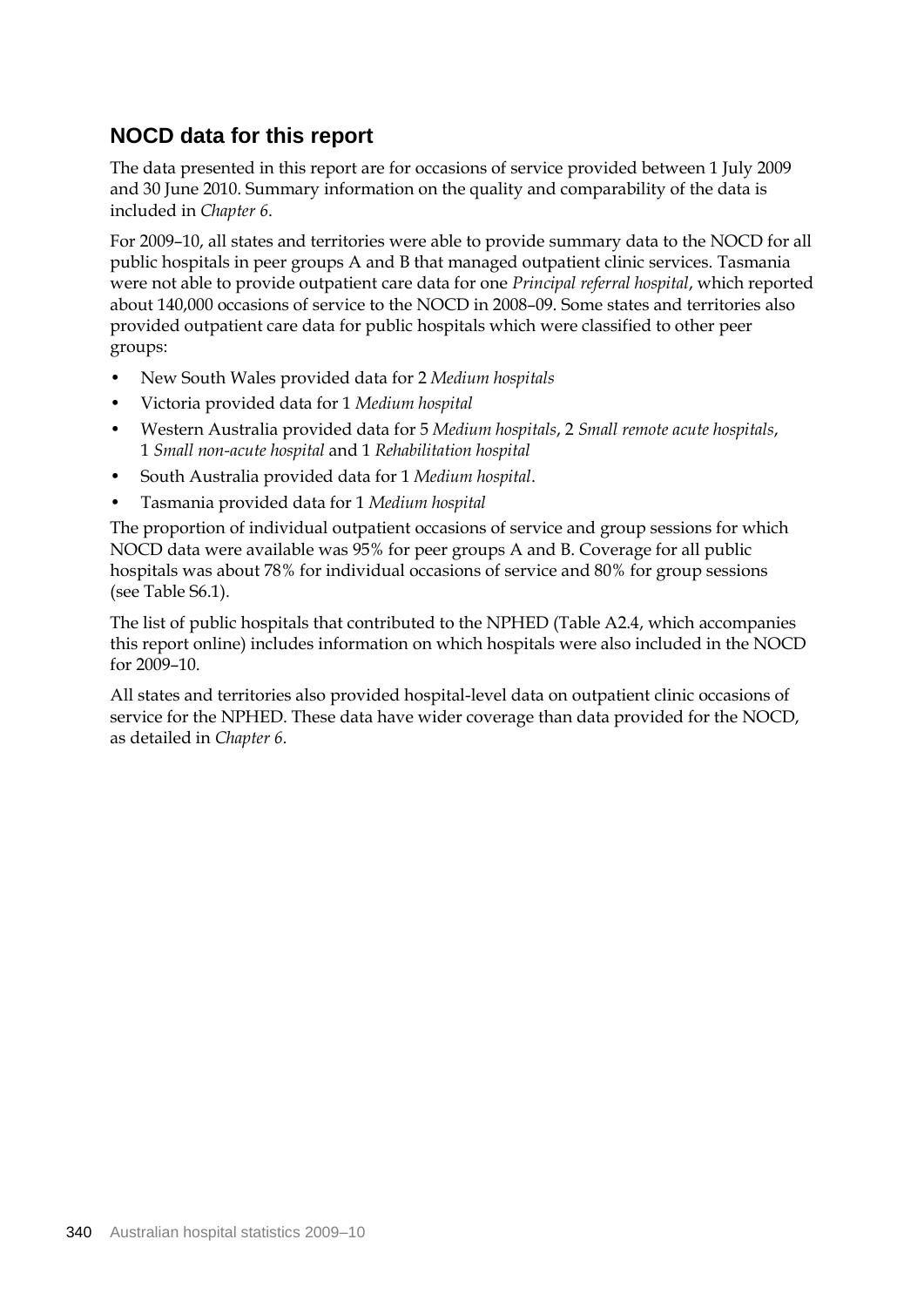## NOCD data for this report

The data presented in this report are for occasions of service provided between 1 July 2009 and 30 June 2010. Summary information on the quality and comparability of the data is included in *Chapter 6*.

For 2009–10, all states and territories were able to provide summary data to the NOCD for all public hospitals in peer groups A and B that managed outpatient clinic services. Tasmania were not able to provide outpatient care data for one *Principal referral hospital*, which reported about 140,000 occasions of service to the NOCD in 2008–09. Some states and territories also provided outpatient care data for public hospitals which were classified to other peer groups:

- New South Wales provided data for 2 *Medium hospitals*
- Victoria provided data for 1 *Medium hospital*
- Western Australia provided data for 5 *Medium hospitals*, 2 *Small remote acute hospitals*, 1 *Small non-acute hospital* and 1 *Rehabilitation hospital*
- South Australia provided data for 1 *Medium hospital*.
- Tasmania provided data for 1 *Medium hospital*

The proportion of individual outpatient occasions of service and group sessions for which NOCD data were available was 95% for peer groups A and B. Coverage for all public hospitals was about 78% for individual occasions of service and 80% for group sessions (see Table S6.1).

The list of public hospitals that contributed to the NPHED (Table A2.4, which accompanies this report online) includes information on which hospitals were also included in the NOCD for 2009–10.

All states and territories also provided hospital-level data on outpatient clinic occasions of service for the NPHED. These data have wider coverage than data provided for the NOCD, as detailed in *Chapter 6*.